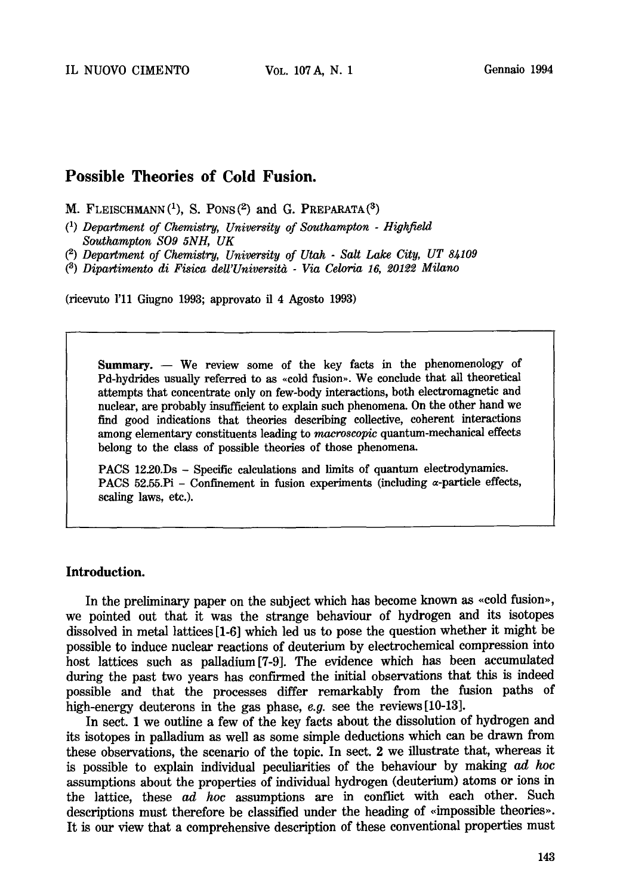# Possible Theories of Cold Fusion.

M. Fleischmann [1], S. Pons [2] and G. Preparata [3]

[1] *Department of Chemistry, University of Southampton - Highfield Southampton SO9 5NH, UK*
[2] *Department of Chemistry, University of Utah - Salt Lake City, UT 84109*
[3] *Dipartimento di Fisica dell'Università - Via Celoria 16, 20122 Milano*

(ricevuto l'11 Giugno 1993; approvato il 4 Agosto 1993)

**Summary.** — We review some of the key facts in the phenomenology of Pd-hydrides usually referred to as «cold fusion». We conclude that all theoretical attempts that concentrate only on few-body interactions, both electromagnetic and nuclear, are probably insufficient to explain such phenomena. On the other hand we find good indications that theories describing collective, coherent interactions among elementary constituents leading to *macroscopic* quantum-mechanical effects belong to the class of possible theories of those phenomena.

PACS 12.20.Ds – Specific calculations and limits of quantum electrodynamics.
PACS 52.55.Pi – Confinement in fusion experiments (including $\alpha$-particle effects, scaling laws, etc.).

## Introduction.

In the preliminary paper on the subject which has become known as «cold fusion», we pointed out that it was the strange behaviour of hydrogen and its isotopes dissolved in metal lattices [1-6] which led us to pose the question whether it might be possible to induce nuclear reactions of deuterium by electrochemical compression into host lattices such as palladium [7-9]. The evidence which has been accumulated during the past two years has confirmed the initial observations that this is indeed possible and that the processes differ remarkably from the fusion paths of high-energy deuterons in the gas phase, *e.g.* see the reviews [10-13].

In sect. 1 we outline a few of the key facts about the dissolution of hydrogen and its isotopes in palladium as well as some simple deductions which can be drawn from these observations, the scenario of the topic. In sect. 2 we illustrate that, whereas it is possible to explain individual peculiarities of the behaviour by making *ad hoc* assumptions about the properties of individual hydrogen (deuterium) atoms or ions in the lattice, these *ad hoc* assumptions are in conflict with each other. Such descriptions must therefore be classified under the heading of «impossible theories». It is our view that a comprehensive description of these conventional properties must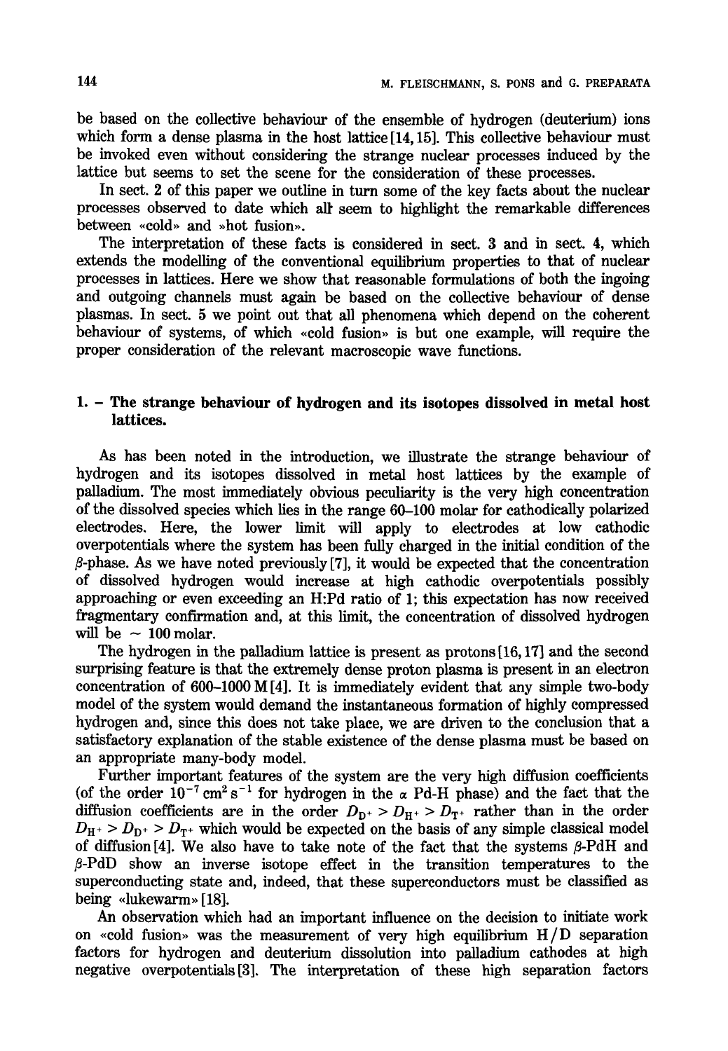be based on the collective behaviour of the ensemble of hydrogen (deuterium) ions which form a dense plasma in the host lattice [14, 15]. This collective behaviour must be invoked even without considering the strange nuclear processes induced by the lattice but seems to set the scene for the consideration of these processes.

In sect. 2 of this paper we outline in turn some of the key facts about the nuclear processes observed to date which all seem to highlight the remarkable differences between «cold» and »hot fusion».

The interpretation of these facts is considered in sect. 3 and in sect. 4, which extends the modelling of the conventional equilibrium properties to that of nuclear processes in lattices. Here we show that reasonable formulations of both the ingoing and outgoing channels must again be based on the collective behaviour of dense plasmas. In sect. 5 we point out that all phenomena which depend on the coherent behaviour of systems, of which «cold fusion» is but one example, will require the proper consideration of the relevant macroscopic wave functions.

## 1. – The strange behaviour of hydrogen and its isotopes dissolved in metal host lattices.

As has been noted in the introduction, we illustrate the strange behaviour of hydrogen and its isotopes dissolved in metal host lattices by the example of palladium. The most immediately obvious peculiarity is the very high concentration of the dissolved species which lies in the range 60–100 molar for cathodically polarized electrodes. Here, the lower limit will apply to electrodes at low cathodic overpotentials where the system has been fully charged in the initial condition of the $\beta$-phase. As we have noted previously [7], it would be expected that the concentration of dissolved hydrogen would increase at high cathodic overpotentials possibly approaching or even exceeding an H:Pd ratio of 1; this expectation has now received fragmentary confirmation and, at this limit, the concentration of dissolved hydrogen will be $\sim$ 100 molar.

The hydrogen in the palladium lattice is present as protons [16, 17] and the second surprising feature is that the extremely dense proton plasma is present in an electron concentration of 600–1000 M [4]. It is immediately evident that any simple two-body model of the system would demand the instantaneous formation of highly compressed hydrogen and, since this does not take place, we are driven to the conclusion that a satisfactory explanation of the stable existence of the dense plasma must be based on an appropriate many-body model.

Further important features of the system are the very high diffusion coefficients (of the order $10^{-7}\,\text{cm}^2\,\text{s}^{-1}$ for hydrogen in the $\alpha$ Pd-H phase) and the fact that the diffusion coefficients are in the order $D_{D^+} > D_{H^+} > D_{T^+}$ rather than in the order $D_{H^+} > D_{D^+} > D_{T^+}$ which would be expected on the basis of any simple classical model of diffusion [4]. We also have to take note of the fact that the systems $\beta$-PdH and $\beta$-PdD show an inverse isotope effect in the transition temperatures to the superconducting state and, indeed, that these superconductors must be classified as being «lukewarm» [18].

An observation which had an important influence on the decision to initiate work on «cold fusion» was the measurement of very high equilibrium H/D separation factors for hydrogen and deuterium dissolution into palladium cathodes at high negative overpotentials [3]. The interpretation of these high separation factors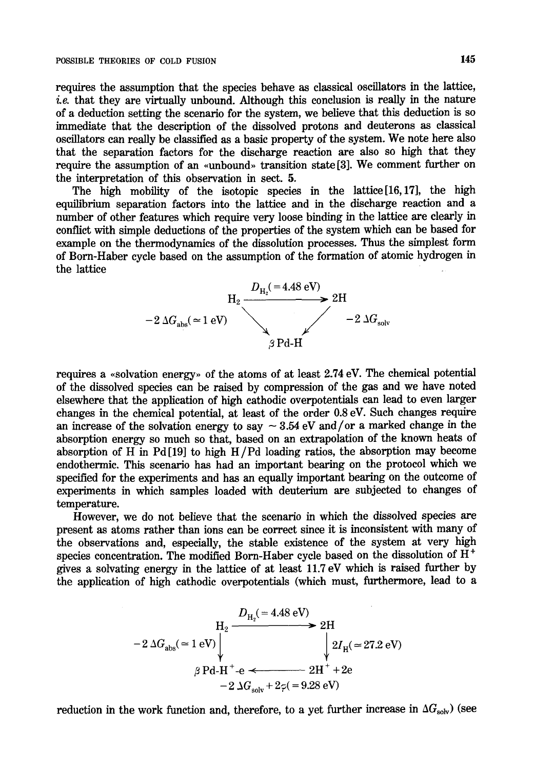requires the assumption that the species behave as classical oscillators in the lattice, *i.e.* that they are virtually unbound. Although this conclusion is really in the nature of a deduction setting the scenario for the system, we believe that this deduction is so immediate that the description of the dissolved protons and deuterons as classical oscillators can really be classified as a basic property of the system. We note here also that the separation factors for the discharge reaction are also so high that they require the assumption of an «unbound» transition state [3]. We comment further on the interpretation of this observation in sect. **5**.

The high mobility of the isotopic species in the lattice [16, 17], the high equilibrium separation factors into the lattice and in the discharge reaction and a number of other features which require very loose binding in the lattice are clearly in conflict with simple deductions of the properties of the system which can be based for example on the thermodynamics of the dissolution processes. Thus the simplest form of Born-Haber cycle based on the assumption of the formation of atomic hydrogen in the lattice

$$
\begin{array}{ccc}
H_2 & \xrightarrow{\;D_{H_2}(=4.48\ \text{eV})\;} & 2H \\
& {\scriptstyle -2\,\Delta G_{abs}(\simeq 1\ \text{eV})}\searrow \quad \swarrow{\scriptstyle -2\,\Delta G_{solv}} & \\
& \beta\,\text{Pd-H} &
\end{array}
$$

requires a «solvation energy» of the atoms of at least 2.74 eV. The chemical potential of the dissolved species can be raised by compression of the gas and we have noted elsewhere that the application of high cathodic overpotentials can lead to even larger changes in the chemical potential, at least of the order 0.8 eV. Such changes require an increase of the solvation energy to say $\sim 3.54$ eV and/or a marked change in the absorption energy so much so that, based on an extrapolation of the known heats of absorption of H in Pd [19] to high H/Pd loading ratios, the absorption may become endothermic. This scenario has had an important bearing on the protocol which we specified for the experiments and has an equally important bearing on the outcome of experiments in which samples loaded with deuterium are subjected to changes of temperature.

However, we do not believe that the scenario in which the dissolved species are present as atoms rather than ions can be correct since it is inconsistent with many of the observations and, especially, the stable existence of the system at very high species concentration. The modified Born-Haber cycle based on the dissolution of $H^+$ gives a solvating energy in the lattice of at least 11.7 eV which is raised further by the application of high cathodic overpotentials (which must, furthermore, lead to a

$$
\begin{array}{ccc}
H_2 & \xrightarrow{\;D_{H_2}(=4.48\ \text{eV})\;} & 2H \\
{\scriptstyle -2\,\Delta G_{abs}(\simeq 1\ \text{eV})}\Big\downarrow & & \Big\downarrow{\scriptstyle 2I_H(\simeq 27.2\ \text{eV})} \\
\beta\,\text{Pd-H}^+\text{-e} & \xleftarrow[\;-2\,\Delta G_{solv}+2\varphi(=9.28\ \text{eV})\;]{} & 2H^+ + 2e
\end{array}
$$

reduction in the work function and, therefore, to a yet further increase in $\Delta G_{solv}$) (see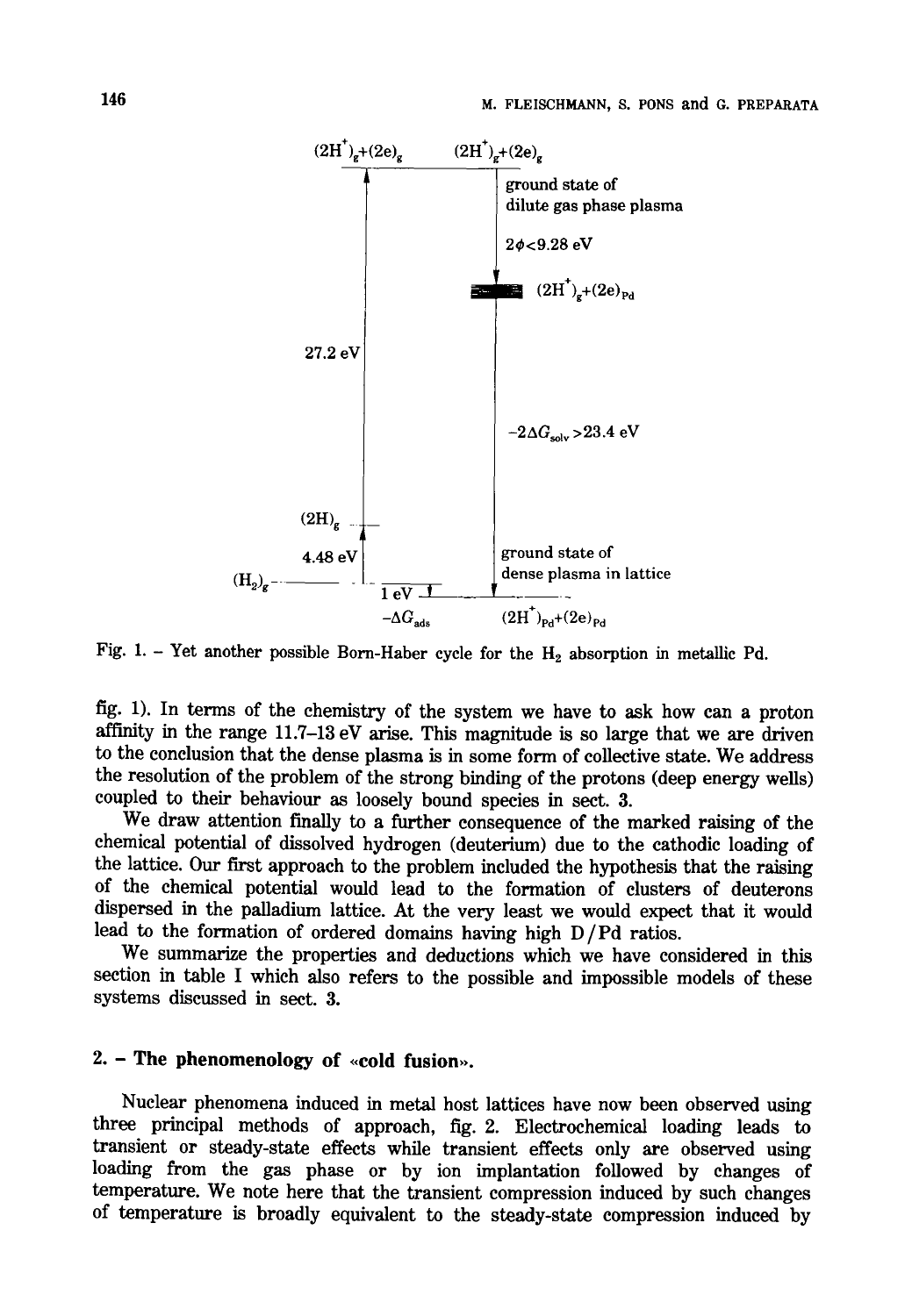Fig. 1. – Yet another possible Born-Haber cycle for the $H_2$ absorption in metallic Pd.

fig. 1). In terms of the chemistry of the system we have to ask how can a proton affinity in the range 11.7–13 eV arise. This magnitude is so large that we are driven to the conclusion that the dense plasma is in some form of collective state. We address the resolution of the problem of the strong binding of the protons (deep energy wells) coupled to their behaviour as loosely bound species in sect. 3.

We draw attention finally to a further consequence of the marked raising of the chemical potential of dissolved hydrogen (deuterium) due to the cathodic loading of the lattice. Our first approach to the problem included the hypothesis that the raising of the chemical potential would lead to the formation of clusters of deuterons dispersed in the palladium lattice. At the very least we would expect that it would lead to the formation of ordered domains having high D/Pd ratios.

We summarize the properties and deductions which we have considered in this section in table I which also refers to the possible and impossible models of these systems discussed in sect. 3.

## 2. – The phenomenology of «cold fusion».

Nuclear phenomena induced in metal host lattices have now been observed using three principal methods of approach, fig. 2. Electrochemical loading leads to transient or steady-state effects while transient effects only are observed using loading from the gas phase or by ion implantation followed by changes of temperature. We note here that the transient compression induced by such changes of temperature is broadly equivalent to the steady-state compression induced by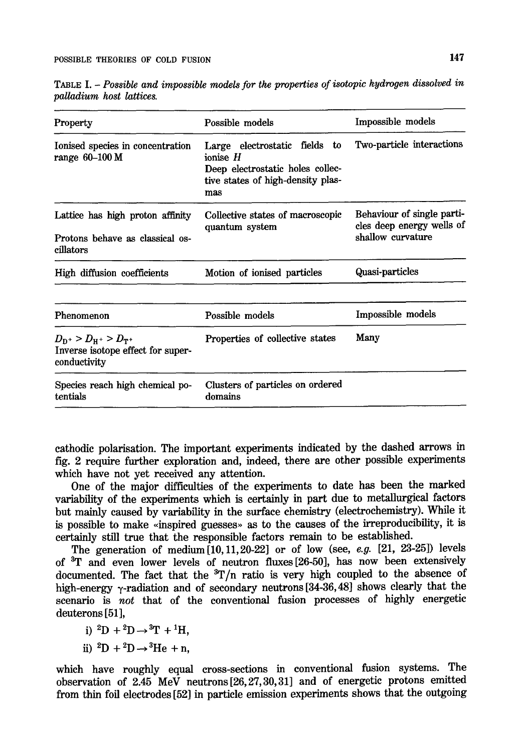TABLE I. – *Possible and impossible models for the properties of isotopic hydrogen dissolved in palladium host lattices.*

| Property | Possible models | Impossible models |
|---|---|---|
| Ionised species in concentration range 60–100 M | Large electrostatic fields to ionise *H*<br>Deep electrostatic holes collective states of high-density plasmas | Two-particle interactions |
| Lattice has high proton affinity<br><br>Protons behave as classical oscillators | Collective states of macroscopic quantum system | Behaviour of single particles deep energy wells of shallow curvature |
| High diffusion coefficients | Motion of ionised particles | Quasi-particles |

| Phenomenon | Possible models | Impossible models |
|---|---|---|
| $D_{D^+} > D_{H^+} > D_{T^+}$<br>Inverse isotope effect for superconductivity | Properties of collective states | Many |
| Species reach high chemical potentials | Clusters of particles on ordered domains | |

cathodic polarisation. The important experiments indicated by the dashed arrows in fig. 2 require further exploration and, indeed, there are other possible experiments which have not yet received any attention.

One of the major difficulties of the experiments to date has been the marked variability of the experiments which is certainly in part due to metallurgical factors but mainly caused by variability in the surface chemistry (electrochemistry). While it is possible to make «inspired guesses» as to the causes of the irreproducibility, it is certainly still true that the responsible factors remain to be established.

The generation of medium [10, 11, 20-22] or of low (see, *e.g.* [21, 23-25]) levels of $^{3}T$ and even lower levels of neutron fluxes [26-50], has now been extensively documented. The fact that the $^{3}T/n$ ratio is very high coupled to the absence of high-energy $\gamma$-radiation and of secondary neutrons [34-36, 48] shows clearly that the scenario is *not* that of the conventional fusion processes of highly energetic deuterons [51],

i) $^{2}D + ^{2}D \rightarrow ^{3}T + ^{1}H$,

ii) $^{2}D + ^{2}D \rightarrow ^{3}He + n$,

which have roughly equal cross-sections in conventional fusion systems. The observation of 2.45 MeV neutrons [26, 27, 30, 31] and of energetic protons emitted from thin foil electrodes [52] in particle emission experiments shows that the outgoing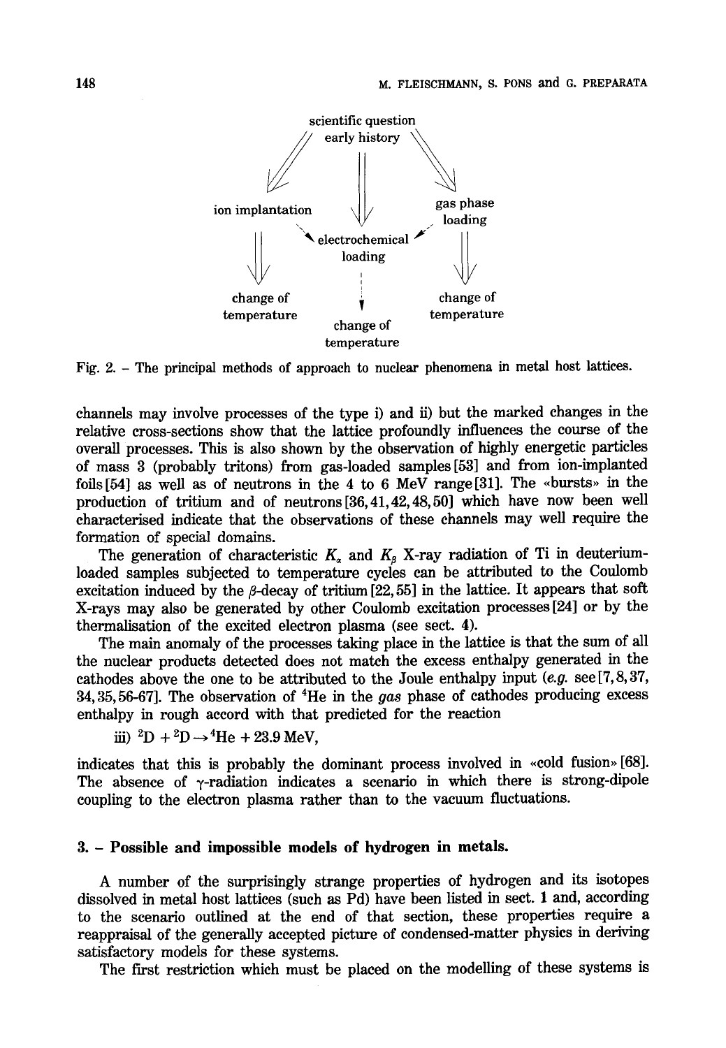scientific question
early history

ion implantation → change of temperature

electrochemical loading → change of temperature

gas phase loading → change of temperature

Fig. 2. – The principal methods of approach to nuclear phenomena in metal host lattices.

channels may involve processes of the type i) and ii) but the marked changes in the relative cross-sections show that the lattice profoundly influences the course of the overall processes. This is also shown by the observation of highly energetic particles of mass 3 (probably tritons) from gas-loaded samples [53] and from ion-implanted foils [54] as well as of neutrons in the 4 to 6 MeV range [31]. The «bursts» in the production of tritium and of neutrons [36, 41, 42, 48, 50] which have now been well characterised indicate that the observations of these channels may well require the formation of special domains.

The generation of characteristic $K_\alpha$ and $K_\beta$ X-ray radiation of Ti in deuterium-loaded samples subjected to temperature cycles can be attributed to the Coulomb excitation induced by the $\beta$-decay of tritium [22, 55] in the lattice. It appears that soft X-rays may also be generated by other Coulomb excitation processes [24] or by the thermalisation of the excited electron plasma (see sect. 4).

The main anomaly of the processes taking place in the lattice is that the sum of all the nuclear products detected does not match the excess enthalpy generated in the cathodes above the one to be attributed to the Joule enthalpy input (*e.g.* see [7, 8, 37, 34, 35, 56-67]. The observation of $^4$He in the *gas* phase of cathodes producing excess enthalpy in rough accord with that predicted for the reaction

iii) $^2\mathrm{D} + {}^2\mathrm{D} \rightarrow {}^4\mathrm{He} + 23.9\ \mathrm{MeV}$,

indicates that this is probably the dominant process involved in «cold fusion» [68]. The absence of $\gamma$-radiation indicates a scenario in which there is strong-dipole coupling to the electron plasma rather than to the vacuum fluctuations.

## 3. – Possible and impossible models of hydrogen in metals.

A number of the surprisingly strange properties of hydrogen and its isotopes dissolved in metal host lattices (such as Pd) have been listed in sect. 1 and, according to the scenario outlined at the end of that section, these properties require a reappraisal of the generally accepted picture of condensed-matter physics in deriving satisfactory models for these systems.

The first restriction which must be placed on the modelling of these systems is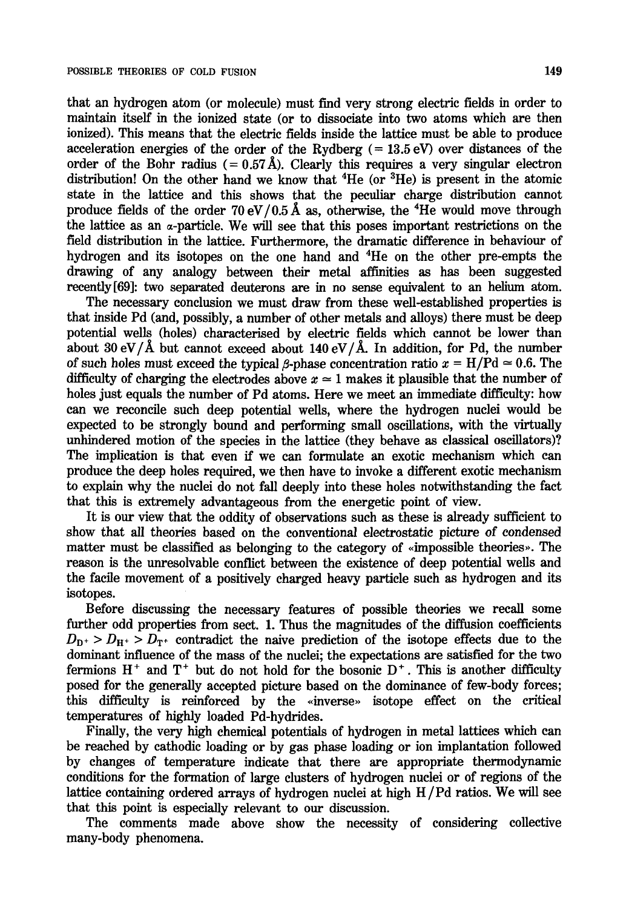that an hydrogen atom (or molecule) must find very strong electric fields in order to maintain itself in the ionized state (or to dissociate into two atoms which are then ionized). This means that the electric fields inside the lattice must be able to produce acceleration energies of the order of the Rydberg (= 13.5 eV) over distances of the order of the Bohr radius (= 0.57 Å). Clearly this requires a very singular electron distribution! On the other hand we know that $^{4}$He (or $^{3}$He) is present in the atomic state in the lattice and this shows that the peculiar charge distribution cannot produce fields of the order 70 eV/0.5 Å as, otherwise, the $^{4}$He would move through the lattice as an $\alpha$-particle. We will see that this poses important restrictions on the field distribution in the lattice. Furthermore, the dramatic difference in behaviour of hydrogen and its isotopes on the one hand and $^{4}$He on the other pre-empts the drawing of any analogy between their metal affinities as has been suggested recently [69]: two separated deuterons are in no sense equivalent to an helium atom.

The necessary conclusion we must draw from these well-established properties is that inside Pd (and, possibly, a number of other metals and alloys) there must be deep potential wells (holes) characterised by electric fields which cannot be lower than about 30 eV/Å but cannot exceed about 140 eV/Å. In addition, for Pd, the number of such holes must exceed the typical $\beta$-phase concentration ratio $x = \mathrm{H/Pd} \simeq 0.6$. The difficulty of charging the electrodes above $x \simeq 1$ makes it plausible that the number of holes just equals the number of Pd atoms. Here we meet an immediate difficulty: how can we reconcile such deep potential wells, where the hydrogen nuclei would be expected to be strongly bound and performing small oscillations, with the virtually unhindered motion of the species in the lattice (they behave as classical oscillators)? The implication is that even if we can formulate an exotic mechanism which can produce the deep holes required, we then have to invoke a different exotic mechanism to explain why the nuclei do not fall deeply into these holes notwithstanding the fact that this is extremely advantageous from the energetic point of view.

It is our view that the oddity of observations such as these is already sufficient to show that all theories based on the conventional electrostatic picture of condensed matter must be classified as belonging to the category of «impossible theories». The reason is the unresolvable conflict between the existence of deep potential wells and the facile movement of a positively charged heavy particle such as hydrogen and its isotopes.

Before discussing the necessary features of possible theories we recall some further odd properties from sect. 1. Thus the magnitudes of the diffusion coefficients $D_{\mathrm{D}^+} > D_{\mathrm{H}^+} > D_{\mathrm{T}^+}$ contradict the naive prediction of the isotope effects due to the dominant influence of the mass of the nuclei; the expectations are satisfied for the two fermions $\mathrm{H}^+$ and $\mathrm{T}^+$ but do not hold for the bosonic $\mathrm{D}^+$. This is another difficulty posed for the generally accepted picture based on the dominance of few-body forces; this difficulty is reinforced by the «inverse» isotope effect on the critical temperatures of highly loaded Pd-hydrides.

Finally, the very high chemical potentials of hydrogen in metal lattices which can be reached by cathodic loading or by gas phase loading or ion implantation followed by changes of temperature indicate that there are appropriate thermodynamic conditions for the formation of large clusters of hydrogen nuclei or of regions of the lattice containing ordered arrays of hydrogen nuclei at high H/Pd ratios. We will see that this point is especially relevant to our discussion.

The comments made above show the necessity of considering collective many-body phenomena.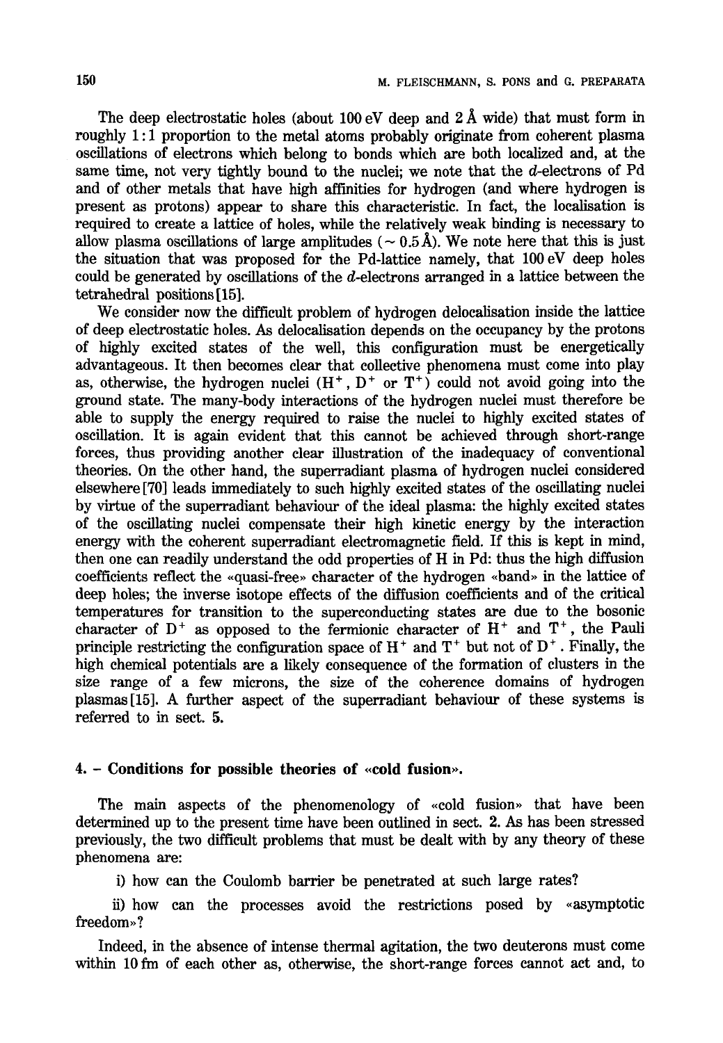The deep electrostatic holes (about 100 eV deep and 2 Å wide) that must form in roughly 1:1 proportion to the metal atoms probably originate from coherent plasma oscillations of electrons which belong to bonds which are both localized and, at the same time, not very tightly bound to the nuclei; we note that the $d$-electrons of Pd and of other metals that have high affinities for hydrogen (and where hydrogen is present as protons) appear to share this characteristic. In fact, the localisation is required to create a lattice of holes, while the relatively weak binding is necessary to allow plasma oscillations of large amplitudes ($\sim 0.5$ Å). We note here that this is just the situation that was proposed for the Pd-lattice namely, that 100 eV deep holes could be generated by oscillations of the $d$-electrons arranged in a lattice between the tetrahedral positions [15].

We consider now the difficult problem of hydrogen delocalisation inside the lattice of deep electrostatic holes. As delocalisation depends on the occupancy by the protons of highly excited states of the well, this configuration must be energetically advantageous. It then becomes clear that collective phenomena must come into play as, otherwise, the hydrogen nuclei ($H^+$, $D^+$ or $T^+$) could not avoid going into the ground state. The many-body interactions of the hydrogen nuclei must therefore be able to supply the energy required to raise the nuclei to highly excited states of oscillation. It is again evident that this cannot be achieved through short-range forces, thus providing another clear illustration of the inadequacy of conventional theories. On the other hand, the superradiant plasma of hydrogen nuclei considered elsewhere [70] leads immediately to such highly excited states of the oscillating nuclei by virtue of the superradiant behaviour of the ideal plasma: the highly excited states of the oscillating nuclei compensate their high kinetic energy by the interaction energy with the coherent superradiant electromagnetic field. If this is kept in mind, then one can readily understand the odd properties of H in Pd: thus the high diffusion coefficients reflect the «quasi-free» character of the hydrogen «band» in the lattice of deep holes; the inverse isotope effects of the diffusion coefficients and of the critical temperatures for transition to the superconducting states are due to the bosonic character of $D^+$ as opposed to the fermionic character of $H^+$ and $T^+$, the Pauli principle restricting the configuration space of $H^+$ and $T^+$ but not of $D^+$. Finally, the high chemical potentials are a likely consequence of the formation of clusters in the size range of a few microns, the size of the coherence domains of hydrogen plasmas [15]. A further aspect of the superradiant behaviour of these systems is referred to in sect. 5.

## 4. – Conditions for possible theories of «cold fusion».

The main aspects of the phenomenology of «cold fusion» that have been determined up to the present time have been outlined in sect. 2. As has been stressed previously, the two difficult problems that must be dealt with by any theory of these phenomena are:

i) how can the Coulomb barrier be penetrated at such large rates?

ii) how can the processes avoid the restrictions posed by «asymptotic freedom»?

Indeed, in the absence of intense thermal agitation, the two deuterons must come within 10 fm of each other as, otherwise, the short-range forces cannot act and, to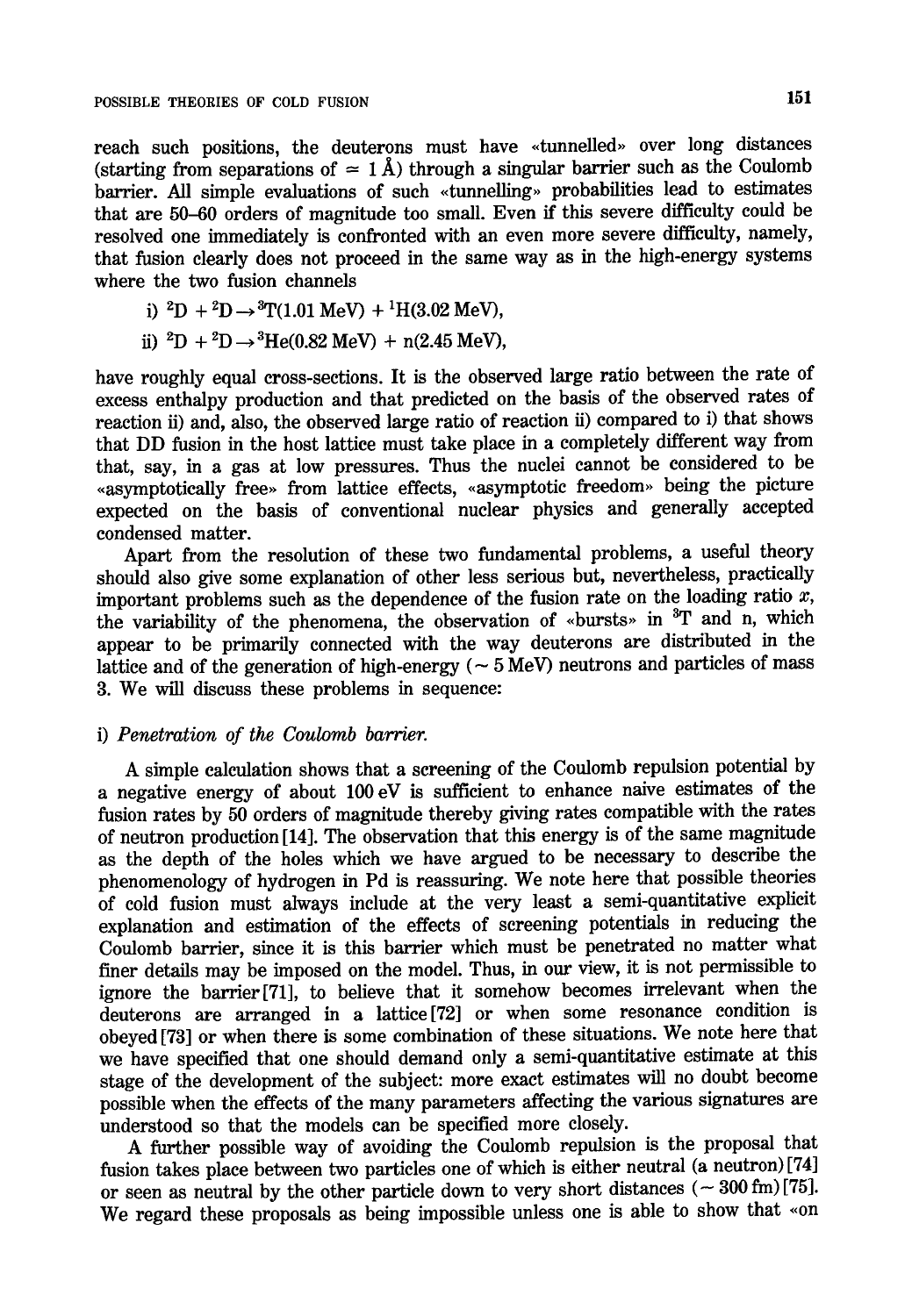reach such positions, the deuterons must have «tunnelled» over long distances (starting from separations of $\simeq 1$ Å) through a singular barrier such as the Coulomb barrier. All simple evaluations of such «tunnelling» probabilities lead to estimates that are 50–60 orders of magnitude too small. Even if this severe difficulty could be resolved one immediately is confronted with an even more severe difficulty, namely, that fusion clearly does not proceed in the same way as in the high-energy systems where the two fusion channels

i) $^2D + ^2D \rightarrow ^3T(1.01\text{ MeV}) + ^1H(3.02\text{ MeV})$,

ii) $^2D + ^2D \rightarrow ^3He(0.82\text{ MeV}) + n(2.45\text{ MeV})$,

have roughly equal cross-sections. It is the observed large ratio between the rate of excess enthalpy production and that predicted on the basis of the observed rates of reaction ii) and, also, the observed large ratio of reaction ii) compared to i) that shows that DD fusion in the host lattice must take place in a completely different way from that, say, in a gas at low pressures. Thus the nuclei cannot be considered to be «asymptotically free» from lattice effects, «asymptotic freedom» being the picture expected on the basis of conventional nuclear physics and generally accepted condensed matter.

Apart from the resolution of these two fundamental problems, a useful theory should also give some explanation of other less serious but, nevertheless, practically important problems such as the dependence of the fusion rate on the loading ratio $x$, the variability of the phenomena, the observation of «bursts» in $^3T$ and n, which appear to be primarily connected with the way deuterons are distributed in the lattice and of the generation of high-energy ($\sim 5$ MeV) neutrons and particles of mass 3. We will discuss these problems in sequence:

i) *Penetration of the Coulomb barrier.*

A simple calculation shows that a screening of the Coulomb repulsion potential by a negative energy of about 100 eV is sufficient to enhance naive estimates of the fusion rates by 50 orders of magnitude thereby giving rates compatible with the rates of neutron production [14]. The observation that this energy is of the same magnitude as the depth of the holes which we have argued to be necessary to describe the phenomenology of hydrogen in Pd is reassuring. We note here that possible theories of cold fusion must always include at the very least a semi-quantitative explicit explanation and estimation of the effects of screening potentials in reducing the Coulomb barrier, since it is this barrier which must be penetrated no matter what finer details may be imposed on the model. Thus, in our view, it is not permissible to ignore the barrier [71], to believe that it somehow becomes irrelevant when the deuterons are arranged in a lattice [72] or when some resonance condition is obeyed [73] or when there is some combination of these situations. We note here that we have specified that one should demand only a semi-quantitative estimate at this stage of the development of the subject: more exact estimates will no doubt become possible when the effects of the many parameters affecting the various signatures are understood so that the models can be specified more closely.

A further possible way of avoiding the Coulomb repulsion is the proposal that fusion takes place between two particles one of which is either neutral (a neutron) [74] or seen as neutral by the other particle down to very short distances ($\sim 300$ fm) [75]. We regard these proposals as being impossible unless one is able to show that «on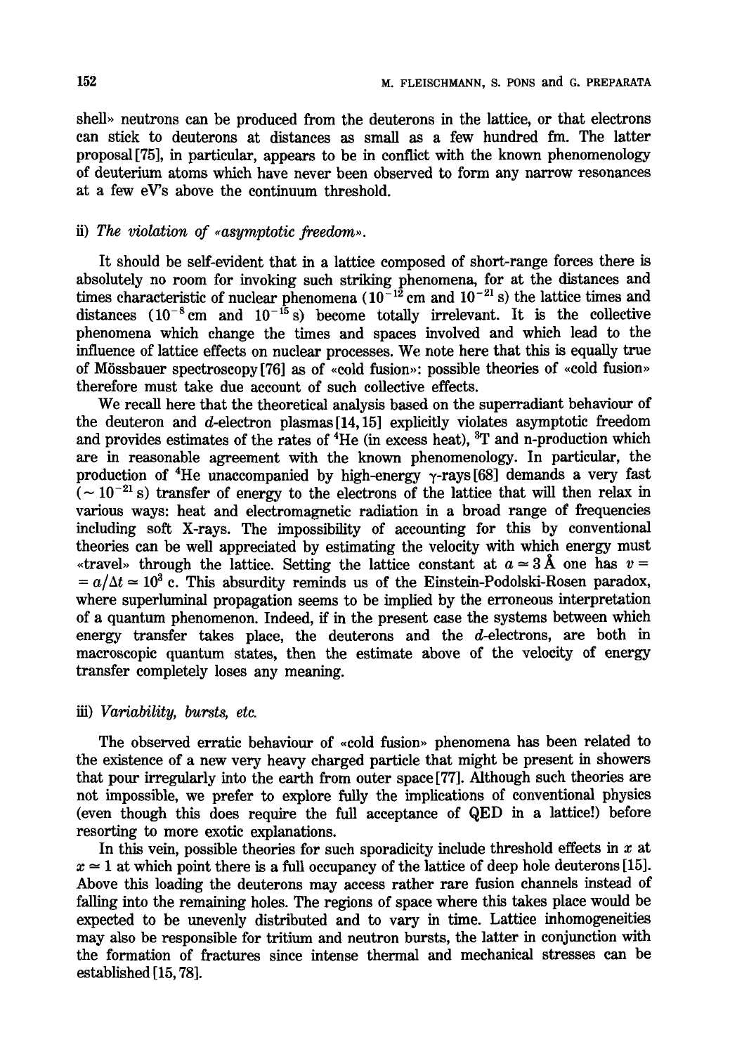shell» neutrons can be produced from the deuterons in the lattice, or that electrons can stick to deuterons at distances as small as a few hundred fm. The latter proposal [75], in particular, appears to be in conflict with the known phenomenology of deuterium atoms which have never been observed to form any narrow resonances at a few eV's above the continuum threshold.

### ii) *The violation of «asymptotic freedom».*

It should be self-evident that in a lattice composed of short-range forces there is absolutely no room for invoking such striking phenomena, for at the distances and times characteristic of nuclear phenomena ($10^{-12}$ cm and $10^{-21}$ s) the lattice times and distances ($10^{-8}$ cm and $10^{-15}$ s) become totally irrelevant. It is the collective phenomena which change the times and spaces involved and which lead to the influence of lattice effects on nuclear processes. We note here that this is equally true of Mössbauer spectroscopy [76] as of «cold fusion»: possible theories of «cold fusion» therefore must take due account of such collective effects.

We recall here that the theoretical analysis based on the superradiant behaviour of the deuteron and $d$-electron plasmas [14, 15] explicitly violates asymptotic freedom and provides estimates of the rates of $^4$He (in excess heat), $^3$T and n-production which are in reasonable agreement with the known phenomenology. In particular, the production of $^4$He unaccompanied by high-energy $\gamma$-rays [68] demands a very fast ($\sim 10^{-21}$ s) transfer of energy to the electrons of the lattice that will then relax in various ways: heat and electromagnetic radiation in a broad range of frequencies including soft X-rays. The impossibility of accounting for this by conventional theories can be well appreciated by estimating the velocity with which energy must «travel» through the lattice. Setting the lattice constant at $a \simeq 3$ Å one has $v = a/\Delta t \simeq 10^3$ c. This absurdity reminds us of the Einstein-Podolski-Rosen paradox, where superluminal propagation seems to be implied by the erroneous interpretation of a quantum phenomenon. Indeed, if in the present case the systems between which energy transfer takes place, the deuterons and the $d$-electrons, are both in macroscopic quantum states, then the estimate above of the velocity of energy transfer completely loses any meaning.

### iii) *Variability, bursts, etc.*

The observed erratic behaviour of «cold fusion» phenomena has been related to the existence of a new very heavy charged particle that might be present in showers that pour irregularly into the earth from outer space [77]. Although such theories are not impossible, we prefer to explore fully the implications of conventional physics (even though this does require the full acceptance of QED in a lattice!) before resorting to more exotic explanations.

In this vein, possible theories for such sporadicity include threshold effects in $x$ at $x \simeq 1$ at which point there is a full occupancy of the lattice of deep hole deuterons [15]. Above this loading the deuterons may access rather rare fusion channels instead of falling into the remaining holes. The regions of space where this takes place would be expected to be unevenly distributed and to vary in time. Lattice inhomogeneities may also be responsible for tritium and neutron bursts, the latter in conjunction with the formation of fractures since intense thermal and mechanical stresses can be established [15, 78].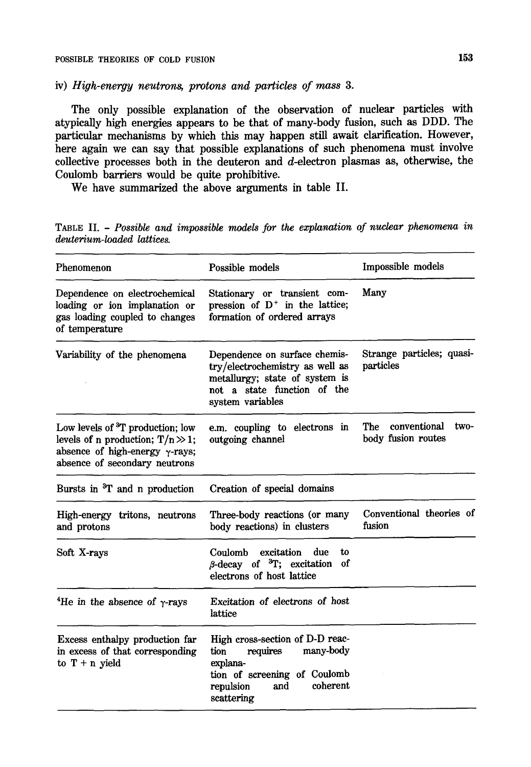iv) *High-energy neutrons, protons and particles of mass 3.*

The only possible explanation of the observation of nuclear particles with atypically high energies appears to be that of many-body fusion, such as DDD. The particular mechanisms by which this may happen still await clarification. However, here again we can say that possible explanations of such phenomena must involve collective processes both in the deuteron and *d*-electron plasmas as, otherwise, the Coulomb barriers would be quite prohibitive.

We have summarized the above arguments in table II.

TABLE II. – *Possible and impossible models for the explanation of nuclear phenomena in deuterium-loaded lattices.*

| Phenomenon | Possible models | Impossible models |
|---|---|---|
| Dependence on electrochemical loading or ion implantation or gas loading coupled to changes of temperature | Stationary or transient compression of $D^+$ in the lattice; formation of ordered arrays | Many |
| Variability of the phenomena | Dependence on surface chemistry/electrochemistry as well as metallurgy; state of system is not a state function of the system variables | Strange particles; quasi-particles |
| Low levels of $^3T$ production; low levels of n production; $T/n \gg 1$; absence of high-energy $\gamma$-rays; absence of secondary neutrons | e.m. coupling to electrons in outgoing channel | The conventional two-body fusion routes |
| Bursts in $^3T$ and n production | Creation of special domains | |
| High-energy tritons, neutrons and protons | Three-body reactions (or many body reactions) in clusters | Conventional theories of fusion |
| Soft X-rays | Coulomb excitation due to $\beta$-decay of $^3T$; excitation of electrons of host lattice | |
| $^4He$ in the absence of $\gamma$-rays | Excitation of electrons of host lattice | |
| Excess enthalpy production far in excess of that corresponding to T + n yield | High cross-section of D-D reaction requires many-body explanation of screening of Coulomb repulsion and coherent scattering | |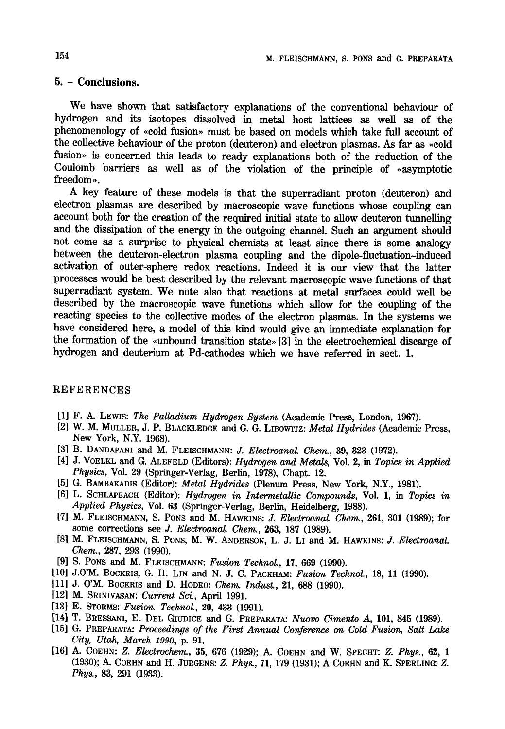## 5. – Conclusions.

We have shown that satisfactory explanations of the conventional behaviour of hydrogen and its isotopes dissolved in metal host lattices as well as of the phenomenology of «cold fusion» must be based on models which take full account of the collective behaviour of the proton (deuteron) and electron plasmas. As far as «cold fusion» is concerned this leads to ready explanations both of the reduction of the Coulomb barriers as well as of the violation of the principle of «asymptotic freedom».

A key feature of these models is that the superradiant proton (deuteron) and electron plasmas are described by macroscopic wave functions whose coupling can account both for the creation of the required initial state to allow deuteron tunnelling and the dissipation of the energy in the outgoing channel. Such an argument should not come as a surprise to physical chemists at least since there is some analogy between the deuteron-electron plasma coupling and the dipole-fluctuation-induced activation of outer-sphere redox reactions. Indeed it is our view that the latter processes would be best described by the relevant macroscopic wave functions of that superradiant system. We note also that reactions at metal surfaces could well be described by the macroscopic wave functions which allow for the coupling of the reacting species to the collective modes of the electron plasmas. In the systems we have considered here, a model of this kind would give an immediate explanation for the formation of the «unbound transition state» [3] in the electrochemical discarge of hydrogen and deuterium at Pd-cathodes which we have referred in sect. **1**.

## REFERENCES

[1] F. A. Lewis: *The Palladium Hydrogen System* (Academic Press, London, 1967).

[2] W. M. Muller, J. P. Blackledge and G. G. Libowitz: *Metal Hydrides* (Academic Press, New York, N.Y. 1968).

[3] B. Dandapani and M. Fleischmann: *J. Electroanal. Chem.*, **39**, 323 (1972).

[4] J. Voelkl and G. Alefeld (Editors): *Hydrogen and Metals*, Vol. 2, in *Topics in Applied Physics*, Vol. **29** (Springer-Verlag, Berlin, 1978), Chapt. 12.

[5] G. Bambakadis (Editor): *Metal Hydrides* (Plenum Press, New York, N.Y., 1981).

[6] L. Schlapbach (Editor): *Hydrogen in Intermetallic Compounds*, Vol. 1, in *Topics in Applied Physics*, Vol. **63** (Springer-Verlag, Berlin, Heidelberg, 1988).

[7] M. Fleischmann, S. Pons and M. Hawkins: *J. Electroanal. Chem.*, **261**, 301 (1989); for some corrections see *J. Electroanal. Chem.*, **263**, 187 (1989).

[8] M. Fleischmann, S. Pons, M. W. Anderson, L. J. Li and M. Hawkins: *J. Electroanal. Chem.*, 287, 293 (1990).

[9] S. Pons and M. Fleischmann: *Fusion Technol.*, **17**, 669 (1990).

[10] J.O'M. Bockris, G. H. Lin and N. J. C. Packham: *Fusion Technol.*, **18**, 11 (1990).

[11] J. O'M. Bockris and D. Hodko: *Chem. Indust.*, **21**, 688 (1990).

[12] M. Srinivasan: *Current Sci.*, April 1991.

[13] E. Storms: *Fusion. Technol.*, **20**, 433 (1991).

[14] T. Bressani, E. Del Giudice and G. Preparata: *Nuovo Cimento A*, **101**, 845 (1989).

[15] G. Preparata: *Proceedings of the First Annual Conference on Cold Fusion, Salt Lake City, Utah, March 1990*, p. 91.

[16] A. Coehn: *Z. Electrochem.*, **35**, 676 (1929); A. Coehn and W. Specht: *Z. Phys.*, **62**, 1 (1930); A. Coehn and H. Jurgens: *Z. Phys.*, **71**, 179 (1931); A Coehn and K. Sperling: *Z. Phys.*, **83**, 291 (1933).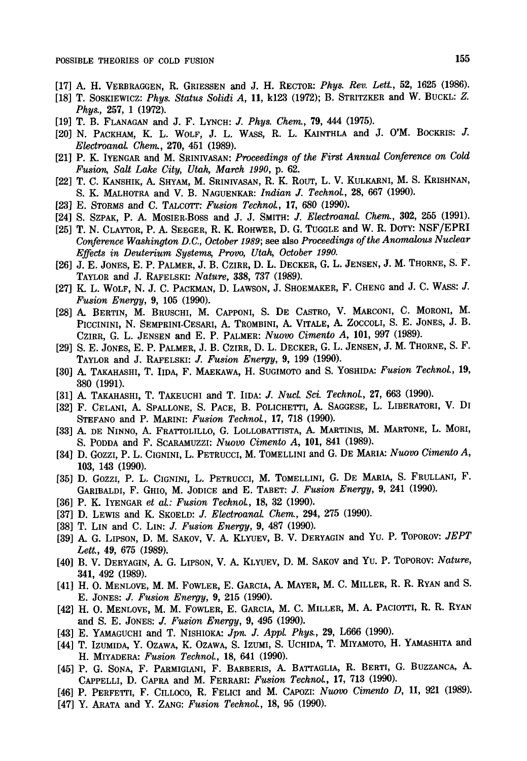[17] A. H. Verbraggen, R. Griessen and J. H. Rector: *Phys. Rev. Lett.*, **52**, 1625 (1986).

[18] T. Soskiewicz: *Phys. Status Solidi A*, **11**, k123 (1972); B. Stritzker and W. Buckl: *Z. Phys.*, **257**, 1 (1972).

[19] T. B. Flanagan and J. F. Lynch: *J. Phys. Chem.*, **79**, 444 (1975).

[20] N. Packham, K. L. Wolf, J. L. Wass, R. L. Kainthla and J. O'M. Bockris: *J. Electroanal. Chem.*, **270**, 451 (1989).

[21] P. K. Iyengar and M. Srinivasan: *Proceedings of the First Annual Conference on Cold Fusion, Salt Lake City, Utah, March 1990*, p. 62.

[22] T. C. Kanshik, A. Shyam, M. Srinivasan, R. K. Rout, L. V. Kulkarni, M. S. Krishnan, S. K. Malhotra and V. B. Naguenkar: *Indian J. Technol.*, **28**, 667 (1990).

[23] E. Storms and C. Talcott: *Fusion Technol.*, **17**, 680 (1990).

[24] S. Szpak, P. A. Mosier-Boss and J. J. Smith: *J. Electroanal. Chem.*, **302**, 255 (1991).

[25] T. N. Claytor, P. A. Seeger, R. K. Rohwer, D. G. Tuggle and W. R. Doty: *NSF/EPRI Conference Washington D.C., October 1989*; see also *Proceedings of the Anomalous Nuclear Effects in Deuterium Systems, Provo, Utah, October 1990.*

[26] J. E. Jones, E. P. Palmer, J. B. Czirr, D. L. Decker, G. L. Jensen, J. M. Thorne, S. F. Taylor and J. Rafelski: *Nature*, **338**, 737 (1989).

[27] K. L. Wolf, N. J. C. Packman, D. Lawson, J. Shoemaker, F. Cheng and J. C. Wass: *J. Fusion Energy*, **9**, 105 (1990).

[28] A. Bertin, M. Bruschi, M. Capponi, S. De Castro, V. Marconi, C. Moroni, M. Piccinini, N. Semprini-Cesari, A. Trombini, A. Vitale, A. Zoccoli, S. E. Jones, J. B. Czirr, G. L. Jensen and E. P. Palmer: *Nuovo Cimento A*, **101**, 997 (1989).

[29] S. E. Jones, E. P. Palmer, J. B. Czirr, D. L. Decker, G. L. Jensen, J. M. Thorne, S. F. Taylor and J. Rafelski: *J. Fusion Energy*, **9**, 199 (1990).

[30] A. Takahashi, T. Iida, F. Maekawa, H. Sugimoto and S. Yoshida: *Fusion Technol.*, **19**, 380 (1991).

[31] A. Takahashi, T. Takeuchi and T. Iida: *J. Nucl. Sci. Technol.*, **27**, 663 (1990).

[32] F. Celani, A. Spallone, S. Pace, B. Polichetti, A. Saggese, L. Liberatori, V. Di Stefano and P. Marini: *Fusion Technol.*, **17**, 718 (1990).

[33] A. de Ninno, A. Frattolillo, G. Lollobattista, A. Martinis, M. Martone, L. Mori, S. Podda and F. Scaramuzzi: *Nuovo Cimento A*, **101**, 841 (1989).

[34] D. Gozzi, P. L. Cignini, L. Petrucci, M. Tomellini and G. De Maria: *Nuovo Cimento A*, **103**, 143 (1990).

[35] D. Gozzi, P. L. Cignini, L. Petrucci, M. Tomellini, G. De Maria, S. Frullani, F. Garibaldi, F. Ghio, M. Jodice and E. Tabet: *J. Fusion Energy*, **9**, 241 (1990).

[36] P. K. Iyengar *et al.*: *Fusion Technol.*, **18**, 32 (1990).

[37] D. Lewis and K. Skoeld: *J. Electroanal. Chem.*, **294**, 275 (1990).

[38] T. Lin and C. Lin: *J. Fusion Energy*, **9**, 487 (1990).

[39] A. G. Lipson, D. M. Sakov, V. A. Klyuev, B. V. Deryagin and Yu. P. Toporov: *JEPT Lett.*, **49**, 675 (1989).

[40] B. V. Deryagin, A. G. Lipson, V. A. Klyuev, D. M. Sakov and Yu. P. Toporov: *Nature*, **341**, 492 (1989).

[41] H. O. Menlove, M. M. Fowler, E. Garcia, A. Mayer, M. C. Miller, R. R. Ryan and S. E. Jones: *J. Fusion Energy*, **9**, 215 (1990).

[42] H. O. Menlove, M. M. Fowler, E. Garcia, M. C. Miller, M. A. Paciotti, R. R. Ryan and S. E. Jones: *J. Fusion Energy*, **9**, 495 (1990).

[43] E. Yamaguchi and T. Nishioka: *Jpn. J. Appl. Phys.*, **29**, L666 (1990).

[44] T. Izumida, Y. Ozawa, K. Ozawa, S. Izumi, S. Uchida, T. Miyamoto, H. Yamashita and H. Miyadera: *Fusion Technol.*, **18**, 641 (1990).

[45] P. G. Sona, F. Parmigiani, F. Barberis, A. Battaglia, R. Berti, G. Buzzanca, A. Cappelli, D. Capra and M. Ferrari: *Fusion Technol.*, **17**, 713 (1990).

[46] P. Perfetti, F. Cilloco, R. Felici and M. Capozi: *Nuovo Cimento D*, **11**, 921 (1989).

[47] Y. Arata and Y. Zang: *Fusion Technol.*, **18**, 95 (1990).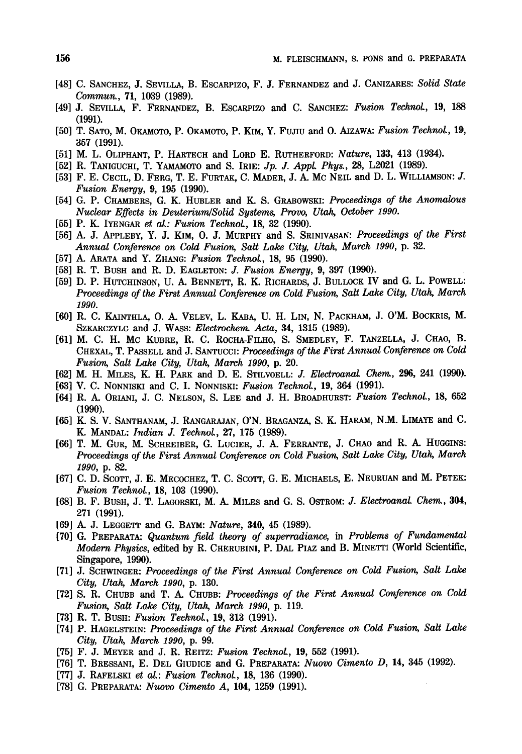[48] C. Sanchez, J. Sevilla, B. Escarpizo, F. J. Fernandez and J. Canizares: *Solid State Commun.*, **71**, 1039 (1989).

[49] J. Sevilla, F. Fernandez, B. Escarpizo and C. Sanchez: *Fusion Technol.*, **19**, 188 (1991).

[50] T. Sato, M. Okamoto, P. Okamoto, P. Kim, Y. Fujiu and O. Aizawa: *Fusion Technol.*, **19**, 357 (1991).

[51] M. L. Oliphant, P. Hartech and Lord E. Rutherford: *Nature*, **133**, 413 (1934).

[52] R. Taniguchi, T. Yamamoto and S. Irie: *Jp. J. Appl. Phys.*, 28, L2021 (1989).

[53] F. E. Cecil, D. Ferg, T. E. Furtak, C. Mader, J. A. Mc Neil and D. L. Williamson: *J. Fusion Energy*, **9**, 195 (1990).

[54] G. P. Chambers, G. K. Hubler and K. S. Grabowski: *Proceedings of the Anomalous Nuclear Effects in Deuterium/Solid Systems, Provo, Utah, October 1990.*

[55] P. K. Iyengar *et al.*: *Fusion Technol.*, 18, 32 (1990).

[56] A. J. Appleby, Y. J. Kim, O. J. Murphy and S. Srinivasan: *Proceedings of the First Annual Conference on Cold Fusion, Salt Lake City, Utah, March 1990*, p. 32.

[57] A. Arata and Y. Zhang: *Fusion Technol.*, 18, 95 (1990).

[58] R. T. Bush and R. D. Eagleton: *J. Fusion Energy*, **9**, 397 (1990).

[59] D. P. Hutchinson, U. A. Bennett, R. K. Richards, J. Bullock IV and G. L. Powell: *Proceedings of the First Annual Conference on Cold Fusion, Salt Lake City, Utah, March 1990.*

[60] R. C. Kainthla, O. A. Velev, L. Kaba, U. H. Lin, N. Packham, J. O'M. Bockris, M. Szkarczylc and J. Wass: *Electrochem. Acta*, **34**, 1315 (1989).

[61] M. C. H. Mc Kubre, R. C. Rocha-Filho, S. Smedley, F. Tanzella, J. Chao, B. Chexal, T. Passell and J. Santucci: *Proceedings of the First Annual Conference on Cold Fusion, Salt Lake City, Utah, March 1990*, p. 20.

[62] M. H. Miles, K. H. Park and D. E. Stilvoell: *J. Electroanal. Chem.*, **296**, 241 (1990).

[63] V. C. Nonniski and C. I. Nonniski: *Fusion Technol.*, **19**, 364 (1991).

[64] R. A. Oriani, J. C. Nelson, S. Lee and J. H. Broadhurst: *Fusion Technol.*, **18**, 652 (1990).

[65] K. S. V. Santhanam, J. Rangarajan, O'N. Braganza, S. K. Haram, N.M. Limaye and C. K. Mandal: *Indian J. Technol.*, **27**, 175 (1989).

[66] T. M. Gur, M. Schreiber, G. Lucier, J. A. Ferrante, J. Chao and R. A. Huggins: *Proceedings of the First Annual Conference on Cold Fusion, Salt Lake City, Utah, March 1990*, p. 82.

[67] C. D. Scott, J. E. Mecochez, T. C. Scott, G. E. Michaels, E. Neuruan and M. Petek: *Fusion Technol.*, **18**, 103 (1990).

[68] B. F. Bush, J. T. Lagorski, M. A. Miles and G. S. Ostrom: *J. Electroanal. Chem.*, **304**, 271 (1991).

[69] A. J. Leggett and G. Baym: *Nature*, **340**, 45 (1989).

[70] G. Preparata: *Quantum field theory of superradiance*, in *Problems of Fundamental Modern Physics*, edited by R. Cherubini, P. Dal Piaz and B. Minetti (World Scientific, Singapore, 1990).

[71] J. Schwinger: *Proceedings of the First Annual Conference on Cold Fusion, Salt Lake City, Utah, March 1990*, p. 130.

[72] S. R. Chubb and T. A. Chubb: *Proceedings of the First Annual Conference on Cold Fusion, Salt Lake City, Utah, March 1990*, p. 119.

[73] R. T. Bush: *Fusion Technol.*, **19**, 313 (1991).

[74] P. Hagelstein: *Proceedings of the First Annual Conference on Cold Fusion, Salt Lake City, Utah, March 1990*, p. 99.

[75] F. J. Meyer and J. R. Reitz: *Fusion Technol.*, **19**, 552 (1991).

[76] T. Bressani, E. Del Giudice and G. Preparata: *Nuovo Cimento D*, **14**, 345 (1992).

[77] J. Rafelski *et al.*: *Fusion Technol.*, **18**, 136 (1990).

[78] G. Preparata: *Nuovo Cimento A*, **104**, 1259 (1991).